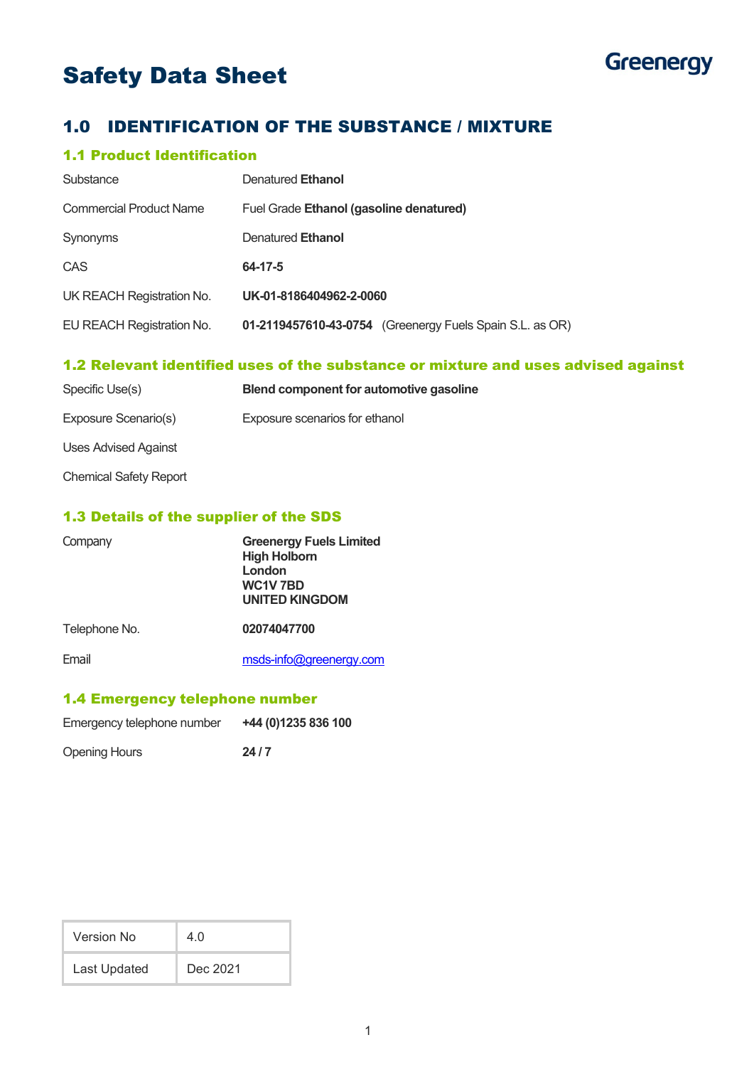# Safety Data Sheet

Greenergy

## 1.0 IDENTIFICATION OF THE SUBSTANCE / MIXTURE

### 1.1 Product Identification

| | |
|---|---|
| Substance | Denatured **Ethanol** |
| Commercial Product Name | Fuel Grade **Ethanol (gasoline denatured)** |
| Synonyms | Denatured **Ethanol** |
| CAS | **64-17-5** |
| UK REACH Registration No. | **UK-01-8186404962-2-0060** |
| EU REACH Registration No. | **01-2119457610-43-0754** (Greenergy Fuels Spain S.L. as OR) |

### 1.2 Relevant identified uses of the substance or mixture and uses advised against

| | |
|---|---|
| Specific Use(s) | **Blend component for automotive gasoline** |
| Exposure Scenario(s) | Exposure scenarios for ethanol |
| Uses Advised Against | |
| Chemical Safety Report | |

### 1.3 Details of the supplier of the SDS

| | |
|---|---|
| Company | **Greenergy Fuels Limited**<br>**High Holborn**<br>**London**<br>**WC1V 7BD**<br>**UNITED KINGDOM** |
| Telephone No. | **02074047700** |
| Email | msds-info@greenergy.com |

### 1.4 Emergency telephone number

| | |
|---|---|
| Emergency telephone number | **+44 (0)1235 836 100** |
| Opening Hours | **24 / 7** |

| | |
|---|---|
| Version No | 4.0 |
| Last Updated | Dec 2021 |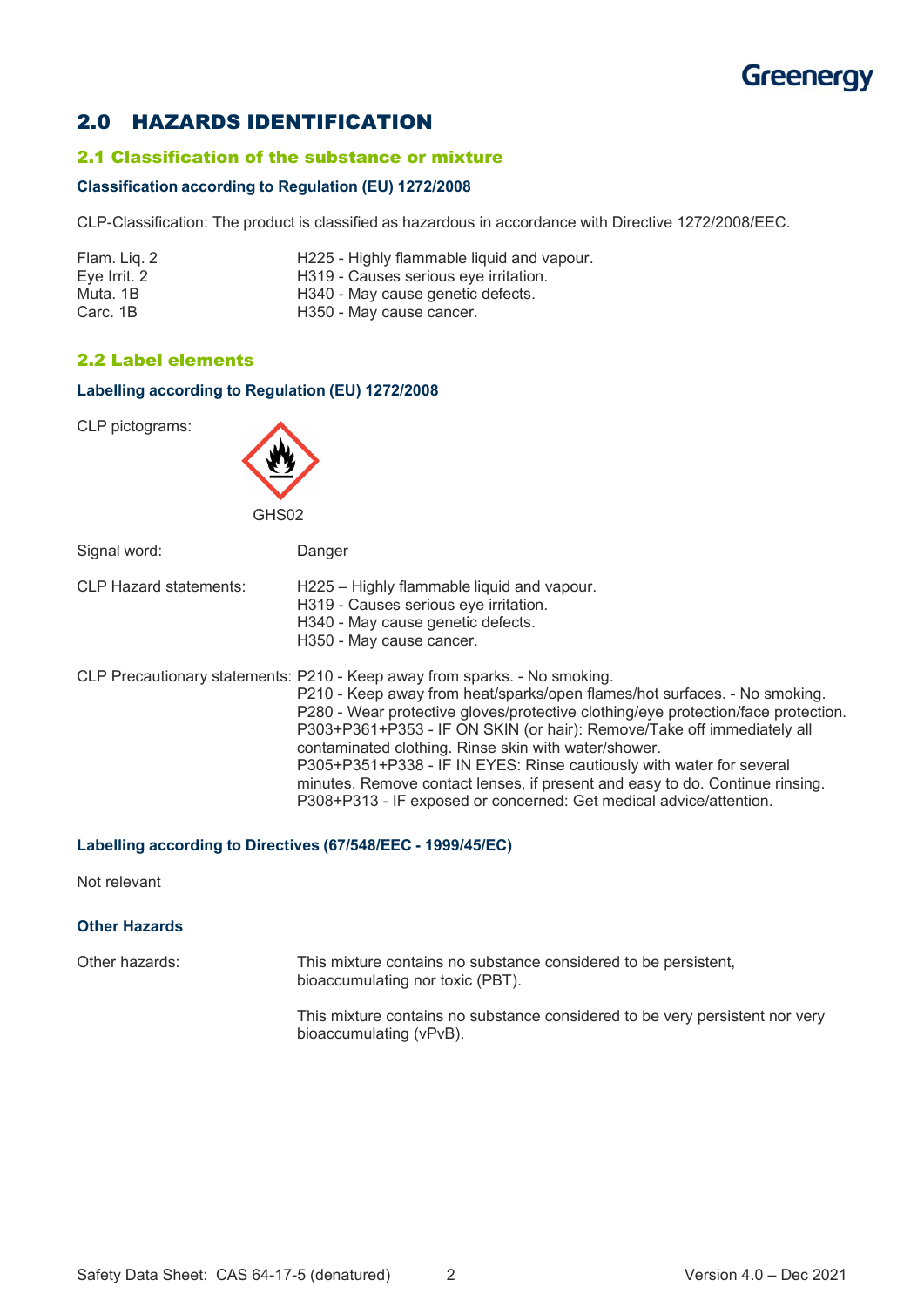## 2.0 HAZARDS IDENTIFICATION

### 2.1 Classification of the substance or mixture

#### Classification according to Regulation (EU) 1272/2008

CLP-Classification: The product is classified as hazardous in accordance with Directive 1272/2008/EEC.

| | |
|---|---|
| Flam. Liq. 2 | H225 - Highly flammable liquid and vapour. |
| Eye Irrit. 2 | H319 - Causes serious eye irritation. |
| Muta. 1B | H340 - May cause genetic defects. |
| Carc. 1B | H350 - May cause cancer. |

### 2.2 Label elements

#### Labelling according to Regulation (EU) 1272/2008

CLP pictograms:

GHS02

Signal word: Danger

CLP Hazard statements:
H225 – Highly flammable liquid and vapour.
H319 - Causes serious eye irritation.
H340 - May cause genetic defects.
H350 - May cause cancer.

CLP Precautionary statements:
P210 - Keep away from sparks. - No smoking.
P210 - Keep away from heat/sparks/open flames/hot surfaces. - No smoking.
P280 - Wear protective gloves/protective clothing/eye protection/face protection.
P303+P361+P353 - IF ON SKIN (or hair): Remove/Take off immediately all contaminated clothing. Rinse skin with water/shower.
P305+P351+P338 - IF IN EYES: Rinse cautiously with water for several minutes. Remove contact lenses, if present and easy to do. Continue rinsing.
P308+P313 - IF exposed or concerned: Get medical advice/attention.

#### Labelling according to Directives (67/548/EEC - 1999/45/EC)

Not relevant

#### Other Hazards

Other hazards: This mixture contains no substance considered to be persistent, bioaccumulating nor toxic (PBT).

This mixture contains no substance considered to be very persistent nor very bioaccumulating (vPvB).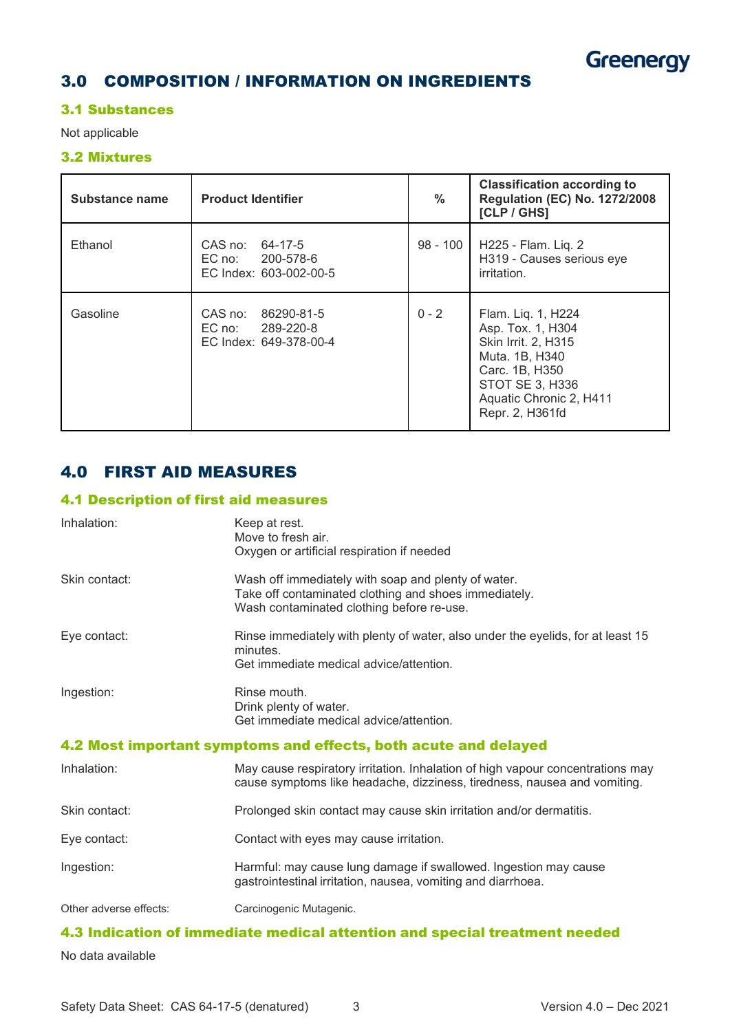## 3.0 COMPOSITION / INFORMATION ON INGREDIENTS

### 3.1 Substances

Not applicable

### 3.2 Mixtures

| Substance name | Product Identifier | % | Classification according to Regulation (EC) No. 1272/2008 [CLP / GHS] |
|---|---|---|---|
| Ethanol | CAS no: 64-17-5<br>EC no: 200-578-6<br>EC Index: 603-002-00-5 | 98 - 100 | H225 - Flam. Liq. 2<br>H319 - Causes serious eye irritation. |
| Gasoline | CAS no: 86290-81-5<br>EC no: 289-220-8<br>EC Index: 649-378-00-4 | 0 - 2 | Flam. Liq. 1, H224<br>Asp. Tox. 1, H304<br>Skin Irrit. 2, H315<br>Muta. 1B, H340<br>Carc. 1B, H350<br>STOT SE 3, H336<br>Aquatic Chronic 2, H411<br>Repr. 2, H361fd |

## 4.0 FIRST AID MEASURES

### 4.1 Description of first aid measures

**Inhalation:**
Keep at rest.
Move to fresh air.
Oxygen or artificial respiration if needed

**Skin contact:**
Wash off immediately with soap and plenty of water.
Take off contaminated clothing and shoes immediately.
Wash contaminated clothing before re-use.

**Eye contact:**
Rinse immediately with plenty of water, also under the eyelids, for at least 15 minutes.
Get immediate medical advice/attention.

**Ingestion:**
Rinse mouth.
Drink plenty of water.
Get immediate medical advice/attention.

### 4.2 Most important symptoms and effects, both acute and delayed

**Inhalation:** May cause respiratory irritation. Inhalation of high vapour concentrations may cause symptoms like headache, dizziness, tiredness, nausea and vomiting.

**Skin contact:** Prolonged skin contact may cause skin irritation and/or dermatitis.

**Eye contact:** Contact with eyes may cause irritation.

**Ingestion:** Harmful: may cause lung damage if swallowed. Ingestion may cause gastrointestinal irritation, nausea, vomiting and diarrhoea.

**Other adverse effects:** Carcinogenic Mutagenic.

### 4.3 Indication of immediate medical attention and special treatment needed

No data available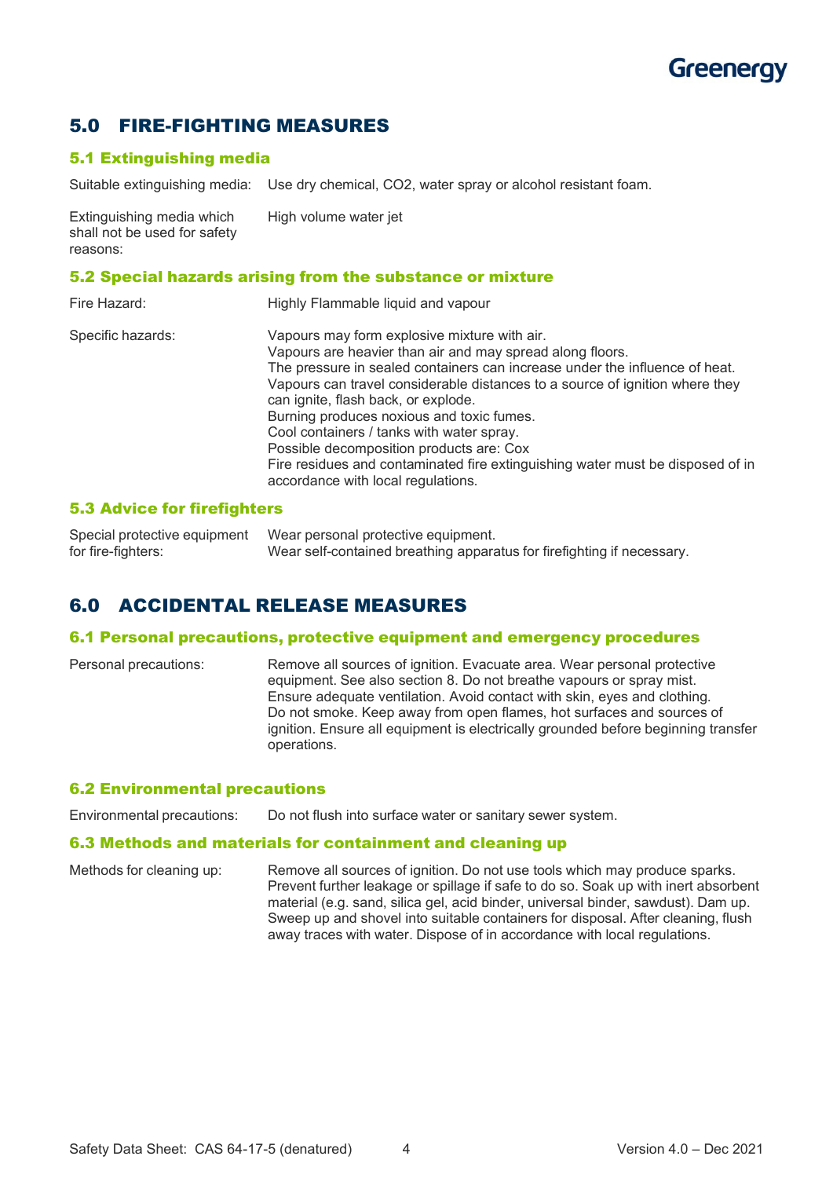## 5.0 FIRE-FIGHTING MEASURES

### 5.1 Extinguishing media

| | |
|---|---|
| Suitable extinguishing media: | Use dry chemical, $CO_2$, water spray or alcohol resistant foam. |
| Extinguishing media which shall not be used for safety reasons: | High volume water jet |

### 5.2 Special hazards arising from the substance or mixture

| | |
|---|---|
| Fire Hazard: | Highly Flammable liquid and vapour |
| Specific hazards: | Vapours may form explosive mixture with air.<br>Vapours are heavier than air and may spread along floors.<br>The pressure in sealed containers can increase under the influence of heat.<br>Vapours can travel considerable distances to a source of ignition where they can ignite, flash back, or explode.<br>Burning produces noxious and toxic fumes.<br>Cool containers / tanks with water spray.<br>Possible decomposition products are: Cox<br>Fire residues and contaminated fire extinguishing water must be disposed of in accordance with local regulations. |

### 5.3 Advice for firefighters

| | |
|---|---|
| Special protective equipment for fire-fighters: | Wear personal protective equipment.<br>Wear self-contained breathing apparatus for firefighting if necessary. |

## 6.0 ACCIDENTAL RELEASE MEASURES

### 6.1 Personal precautions, protective equipment and emergency procedures

| | |
|---|---|
| Personal precautions: | Remove all sources of ignition. Evacuate area. Wear personal protective equipment. See also section 8. Do not breathe vapours or spray mist. Ensure adequate ventilation. Avoid contact with skin, eyes and clothing. Do not smoke. Keep away from open flames, hot surfaces and sources of ignition. Ensure all equipment is electrically grounded before beginning transfer operations. |

### 6.2 Environmental precautions

| | |
|---|---|
| Environmental precautions: | Do not flush into surface water or sanitary sewer system. |

### 6.3 Methods and materials for containment and cleaning up

| | |
|---|---|
| Methods for cleaning up: | Remove all sources of ignition. Do not use tools which may produce sparks. Prevent further leakage or spillage if safe to do so. Soak up with inert absorbent material (e.g. sand, silica gel, acid binder, universal binder, sawdust). Dam up. Sweep up and shovel into suitable containers for disposal. After cleaning, flush away traces with water. Dispose of in accordance with local regulations. |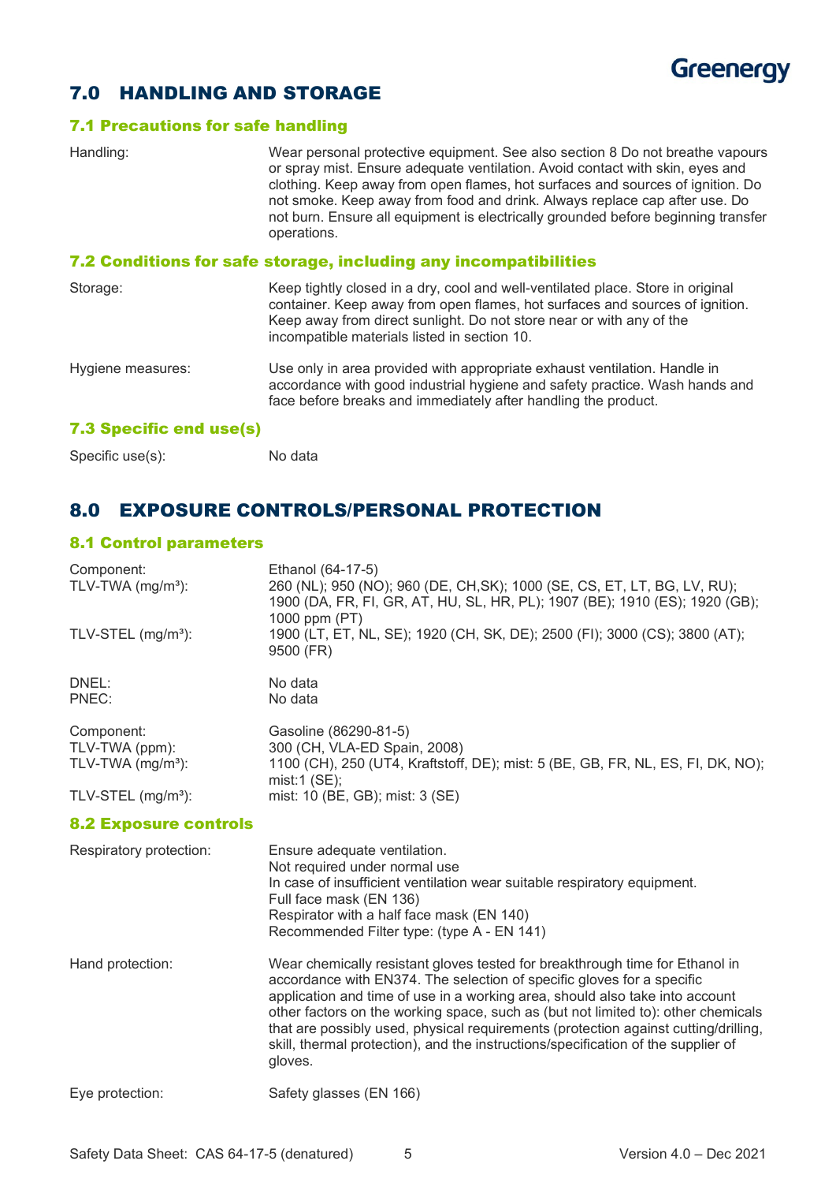## 7.0 HANDLING AND STORAGE

### 7.1 Precautions for safe handling

| | |
|---|---|
| Handling: | Wear personal protective equipment. See also section 8 Do not breathe vapours or spray mist. Ensure adequate ventilation. Avoid contact with skin, eyes and clothing. Keep away from open flames, hot surfaces and sources of ignition. Do not smoke. Keep away from food and drink. Always replace cap after use. Do not burn. Ensure all equipment is electrically grounded before beginning transfer operations. |

### 7.2 Conditions for safe storage, including any incompatibilities

| | |
|---|---|
| Storage: | Keep tightly closed in a dry, cool and well-ventilated place. Store in original container. Keep away from open flames, hot surfaces and sources of ignition. Keep away from direct sunlight. Do not store near or with any of the incompatible materials listed in section 10. |
| Hygiene measures: | Use only in area provided with appropriate exhaust ventilation. Handle in accordance with good industrial hygiene and safety practice. Wash hands and face before breaks and immediately after handling the product. |

### 7.3 Specific end use(s)

| | |
|---|---|
| Specific use(s): | No data |

## 8.0 EXPOSURE CONTROLS/PERSONAL PROTECTION

### 8.1 Control parameters

| | |
|---|---|
| Component: | Ethanol (64-17-5) |
| TLV-TWA (mg/m³): | 260 (NL); 950 (NO); 960 (DE, CH,SK); 1000 (SE, CS, ET, LT, BG, LV, RU); 1900 (DA, FR, FI, GR, AT, HU, SL, HR, PL); 1907 (BE); 1910 (ES); 1920 (GB); 1000 ppm (PT) |
| TLV-STEL (mg/m³): | 1900 (LT, ET, NL, SE); 1920 (CH, SK, DE); 2500 (FI); 3000 (CS); 3800 (AT); 9500 (FR) |
| DNEL: | No data |
| PNEC: | No data |

| | |
|---|---|
| Component: | Gasoline (86290-81-5) |
| TLV-TWA (ppm): | 300 (CH, VLA-ED Spain, 2008) |
| TLV-TWA (mg/m³): | 1100 (CH), 250 (UT4, Kraftstoff, DE); mist: 5 (BE, GB, FR, NL, ES, FI, DK, NO); mist:1 (SE); |
| TLV-STEL (mg/m³): | mist: 10 (BE, GB); mist: 3 (SE) |

### 8.2 Exposure controls

| | |
|---|---|
| Respiratory protection: | Ensure adequate ventilation.<br>Not required under normal use<br>In case of insufficient ventilation wear suitable respiratory equipment.<br>Full face mask (EN 136)<br>Respirator with a half face mask (EN 140)<br>Recommended Filter type: (type A - EN 141) |
| Hand protection: | Wear chemically resistant gloves tested for breakthrough time for Ethanol in accordance with EN374. The selection of specific gloves for a specific application and time of use in a working area, should also take into account other factors on the working space, such as (but not limited to): other chemicals that are possibly used, physical requirements (protection against cutting/drilling, skill, thermal protection), and the instructions/specification of the supplier of gloves. |
| Eye protection: | Safety glasses (EN 166) |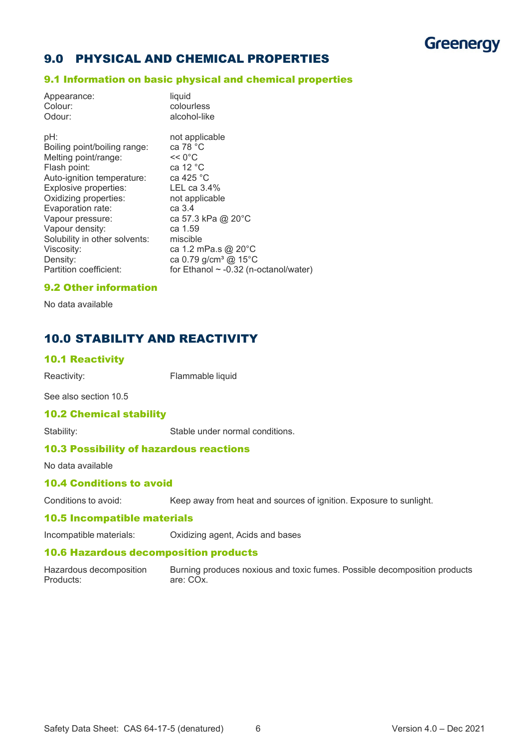## 9.0 PHYSICAL AND CHEMICAL PROPERTIES

### 9.1 Information on basic physical and chemical properties

| | |
|---|---|
| Appearance: | liquid |
| Colour: | colourless |
| Odour: | alcohol-like |

| | |
|---|---|
| pH: | not applicable |
| Boiling point/boiling range: | ca 78 °C |
| Melting point/range: | << 0°C |
| Flash point: | ca 12 °C |
| Auto-ignition temperature: | ca 425 °C |
| Explosive properties: | LEL ca 3.4% |
| Oxidizing properties: | not applicable |
| Evaporation rate: | ca 3.4 |
| Vapour pressure: | ca 57.3 kPa @ 20°C |
| Vapour density: | ca 1.59 |
| Solubility in other solvents: | miscible |
| Viscosity: | ca 1.2 mPa.s @ 20°C |
| Density: | ca 0.79 g/cm³ @ 15°C |
| Partition coefficient: | for Ethanol ~ -0.32 (n-octanol/water) |

### 9.2 Other information

No data available

## 10.0 STABILITY AND REACTIVITY

### 10.1 Reactivity

Reactivity: Flammable liquid

See also section 10.5

### 10.2 Chemical stability

Stability: Stable under normal conditions.

### 10.3 Possibility of hazardous reactions

No data available

### 10.4 Conditions to avoid

Conditions to avoid: Keep away from heat and sources of ignition. Exposure to sunlight.

### 10.5 Incompatible materials

Incompatible materials: Oxidizing agent, Acids and bases

### 10.6 Hazardous decomposition products

Hazardous decomposition Products: Burning produces noxious and toxic fumes. Possible decomposition products are: COx.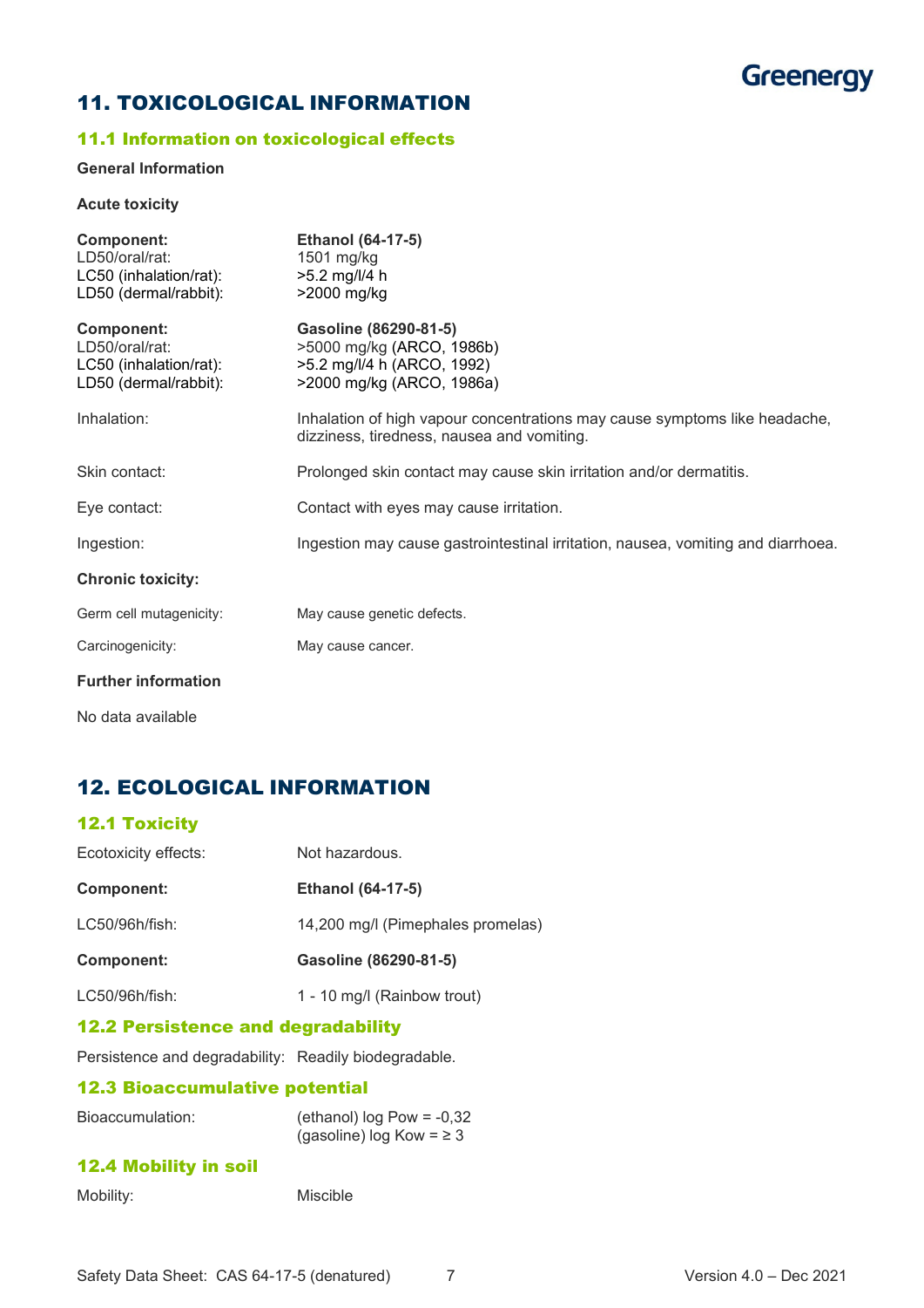## 11. TOXICOLOGICAL INFORMATION

### 11.1 Information on toxicological effects

**General Information**

**Acute toxicity**

| **Component:** | **Ethanol (64-17-5)** |
|---|---|
| LD50/oral/rat: | 1501 mg/kg |
| LC50 (inhalation/rat): | >5.2 mg/l/4 h |
| LD50 (dermal/rabbit): | >2000 mg/kg |

| **Component:** | **Gasoline (86290-81-5)** |
|---|---|
| LD50/oral/rat: | >5000 mg/kg (ARCO, 1986b) |
| LC50 (inhalation/rat): | >5.2 mg/l/4 h (ARCO, 1992) |
| LD50 (dermal/rabbit): | >2000 mg/kg (ARCO, 1986a) |

Inhalation: Inhalation of high vapour concentrations may cause symptoms like headache, dizziness, tiredness, nausea and vomiting.

Skin contact: Prolonged skin contact may cause skin irritation and/or dermatitis.

Eye contact: Contact with eyes may cause irritation.

Ingestion: Ingestion may cause gastrointestinal irritation, nausea, vomiting and diarrhoea.

**Chronic toxicity:**

Germ cell mutagenicity: May cause genetic defects.

Carcinogenicity: May cause cancer.

**Further information**

No data available

## 12. ECOLOGICAL INFORMATION

### 12.1 Toxicity

Ecotoxicity effects: Not hazardous.

| **Component:** | **Ethanol (64-17-5)** |
|---|---|
| LC50/96h/fish: | 14,200 mg/l (Pimephales promelas) |

| **Component:** | **Gasoline (86290-81-5)** |
|---|---|
| LC50/96h/fish: | 1 - 10 mg/l (Rainbow trout) |

### 12.2 Persistence and degradability

Persistence and degradability: Readily biodegradable.

### 12.3 Bioaccumulative potential

Bioaccumulation: (ethanol) log Pow = -0,32
(gasoline) log Kow = ≥ 3

### 12.4 Mobility in soil

Mobility: Miscible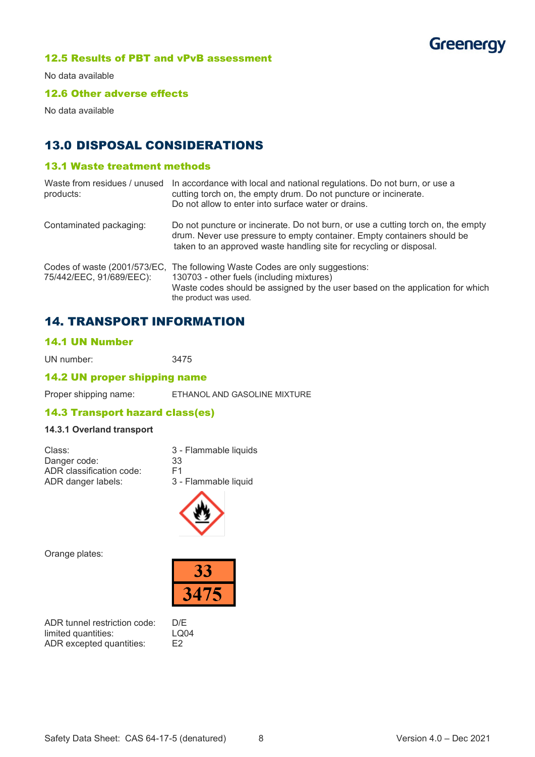### 12.5 Results of PBT and vPvB assessment

No data available

### 12.6 Other adverse effects

No data available

## 13.0 DISPOSAL CONSIDERATIONS

### 13.1 Waste treatment methods

| | |
|---|---|
| Waste from residues / unused products: | In accordance with local and national regulations. Do not burn, or use a cutting torch on, the empty drum. Do not puncture or incinerate. Do not allow to enter into surface water or drains. |
| Contaminated packaging: | Do not puncture or incinerate. Do not burn, or use a cutting torch on, the empty drum. Never use pressure to empty container. Empty containers should be taken to an approved waste handling site for recycling or disposal. |
| Codes of waste (2001/573/EC, 75/442/EEC, 91/689/EEC): | The following Waste Codes are only suggestions: 130703 - other fuels (including mixtures) Waste codes should be assigned by the user based on the application for which the product was used. |

## 14. TRANSPORT INFORMATION

### 14.1 UN Number

UN number: 3475

### 14.2 UN proper shipping name

Proper shipping name: ETHANOL AND GASOLINE MIXTURE

### 14.3 Transport hazard class(es)

**14.3.1 Overland transport**

| | |
|---|---|
| Class: | 3 - Flammable liquids |
| Danger code: | 33 |
| ADR classification code: | F1 |
| ADR danger labels: | 3 - Flammable liquid |

Orange plates:

| 33 |
|---|
| 3475 |

| | |
|---|---|
| ADR tunnel restriction code: | D/E |
| limited quantities: | LQ04 |
| ADR excepted quantities: | E2 |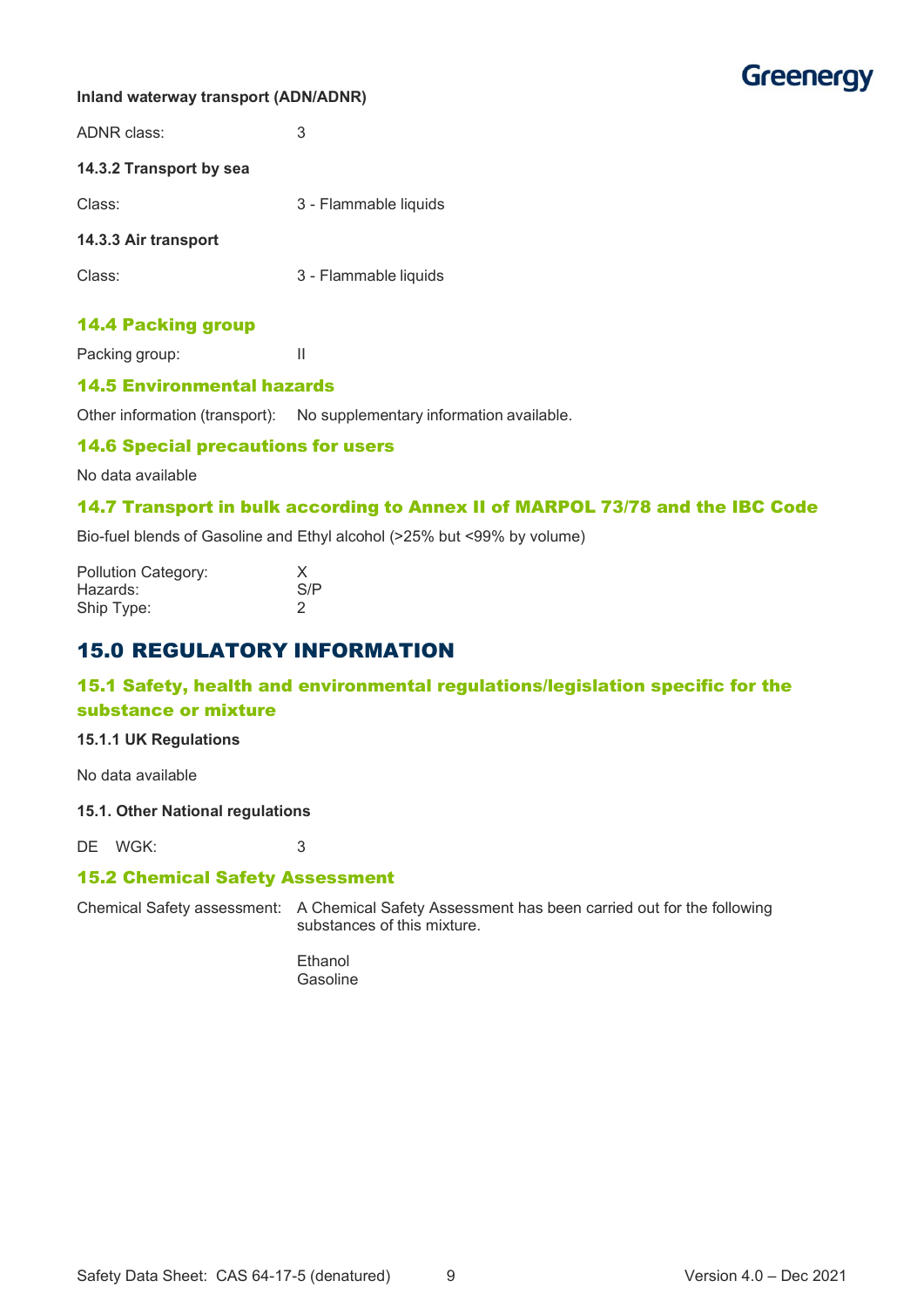**Inland waterway transport (ADN/ADNR)**

ADNR class: 3

**14.3.2 Transport by sea**

Class: 3 - Flammable liquids

**14.3.3 Air transport**

Class: 3 - Flammable liquids

## 14.4 Packing group

Packing group: II

## 14.5 Environmental hazards

Other information (transport): No supplementary information available.

## 14.6 Special precautions for users

No data available

## 14.7 Transport in bulk according to Annex II of MARPOL 73/78 and the IBC Code

Bio-fuel blends of Gasoline and Ethyl alcohol (>25% but <99% by volume)

Pollution Category: X
Hazards: S/P
Ship Type: 2

# 15.0 REGULATORY INFORMATION

## 15.1 Safety, health and environmental regulations/legislation specific for the substance or mixture

**15.1.1 UK Regulations**

No data available

**15.1. Other National regulations**

DE WGK: 3

## 15.2 Chemical Safety Assessment

Chemical Safety assessment: A Chemical Safety Assessment has been carried out for the following substances of this mixture.

Ethanol
Gasoline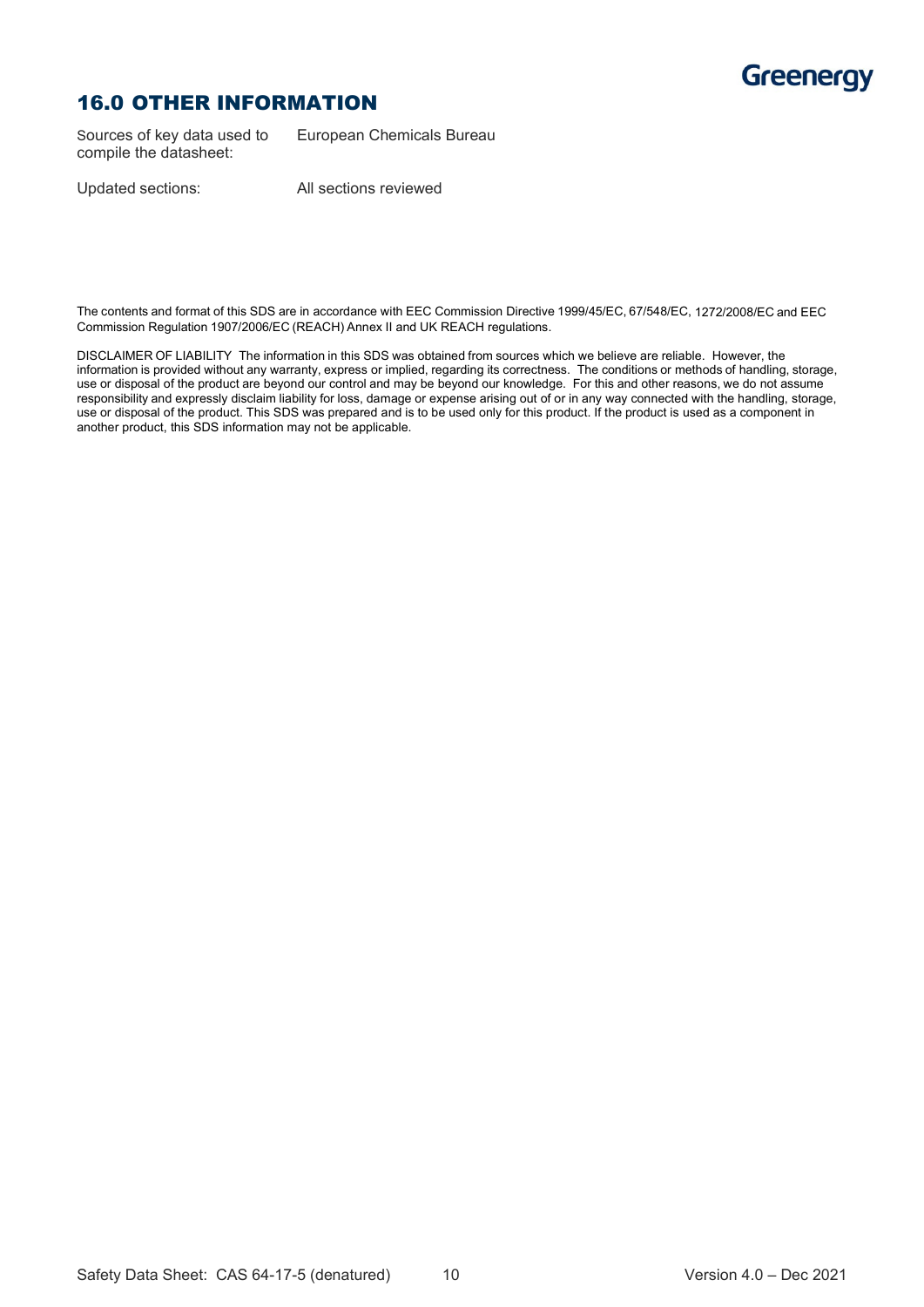## 16.0 OTHER INFORMATION

| | |
|---|---|
| Sources of key data used to compile the datasheet: | European Chemicals Bureau |
| Updated sections: | All sections reviewed |

The contents and format of this SDS are in accordance with EEC Commission Directive 1999/45/EC, 67/548/EC, 1272/2008/EC and EEC Commission Regulation 1907/2006/EC (REACH) Annex II and UK REACH regulations.

DISCLAIMER OF LIABILITY The information in this SDS was obtained from sources which we believe are reliable. However, the information is provided without any warranty, express or implied, regarding its correctness. The conditions or methods of handling, storage, use or disposal of the product are beyond our control and may be beyond our knowledge. For this and other reasons, we do not assume responsibility and expressly disclaim liability for loss, damage or expense arising out of or in any way connected with the handling, storage, use or disposal of the product. This SDS was prepared and is to be used only for this product. If the product is used as a component in another product, this SDS information may not be applicable.